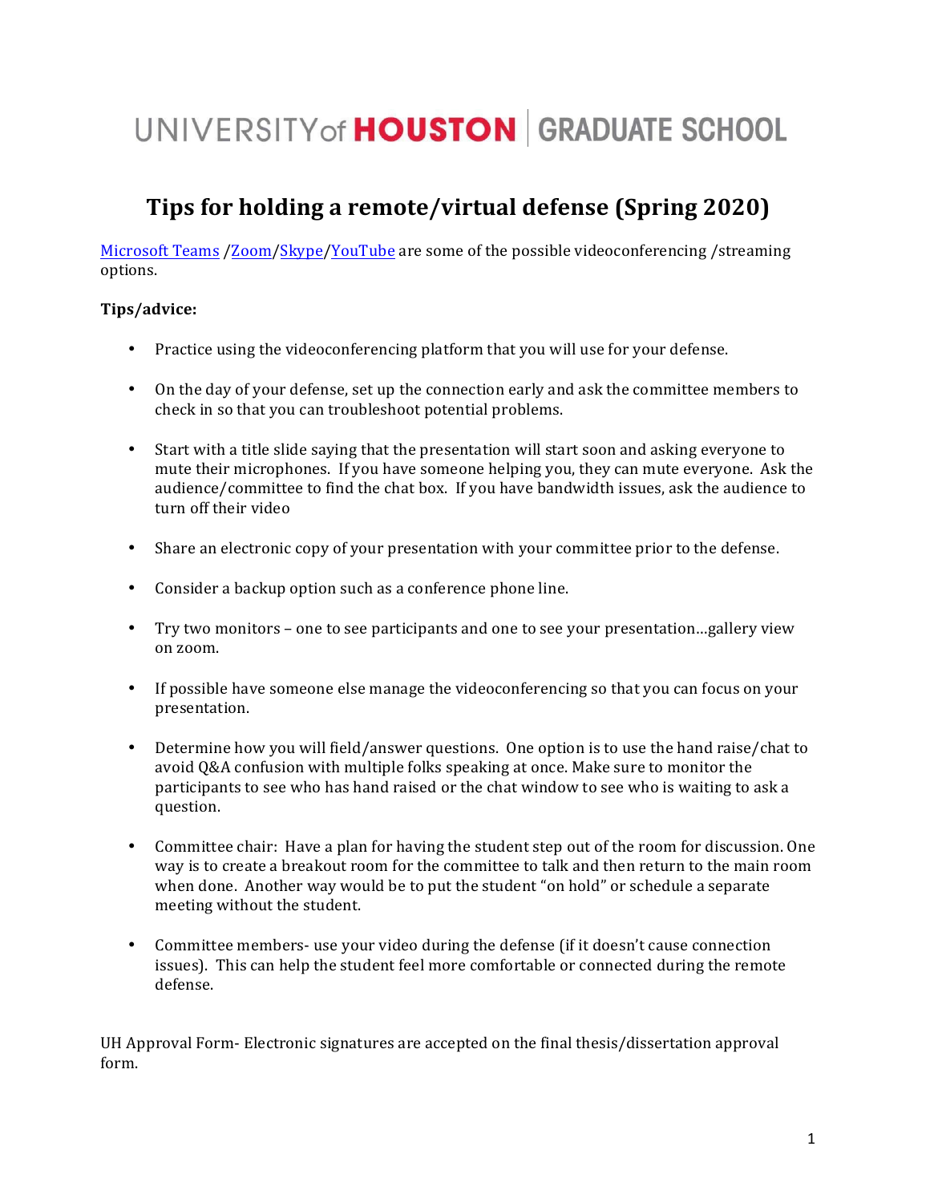UNIVERSITY of **HOUSTON** | GRADUATE SCHOOL

# Tips for holding a remote/virtual defense (Spring 2020)

Microsoft Teams /Zoom/Skype/YouTube are some of the possible videoconferencing /streaming options.

**Tips/advice:**

- Practice using the videoconferencing platform that you will use for your defense.
- On the day of your defense, set up the connection early and ask the committee members to check in so that you can troubleshoot potential problems.
- Start with a title slide saying that the presentation will start soon and asking everyone to mute their microphones. If you have someone helping you, they can mute everyone. Ask the audience/committee to find the chat box. If you have bandwidth issues, ask the audience to turn off their video
- Share an electronic copy of your presentation with your committee prior to the defense.
- Consider a backup option such as a conference phone line.
- Try two monitors – one to see participants and one to see your presentation…gallery view on zoom.
- If possible have someone else manage the videoconferencing so that you can focus on your presentation.
- Determine how you will field/answer questions. One option is to use the hand raise/chat to avoid Q&A confusion with multiple folks speaking at once. Make sure to monitor the participants to see who has hand raised or the chat window to see who is waiting to ask a question.
- Committee chair: Have a plan for having the student step out of the room for discussion. One way is to create a breakout room for the committee to talk and then return to the main room when done. Another way would be to put the student "on hold" or schedule a separate meeting without the student.
- Committee members- use your video during the defense (if it doesn't cause connection issues). This can help the student feel more comfortable or connected during the remote defense.

UH Approval Form- Electronic signatures are accepted on the final thesis/dissertation approval form.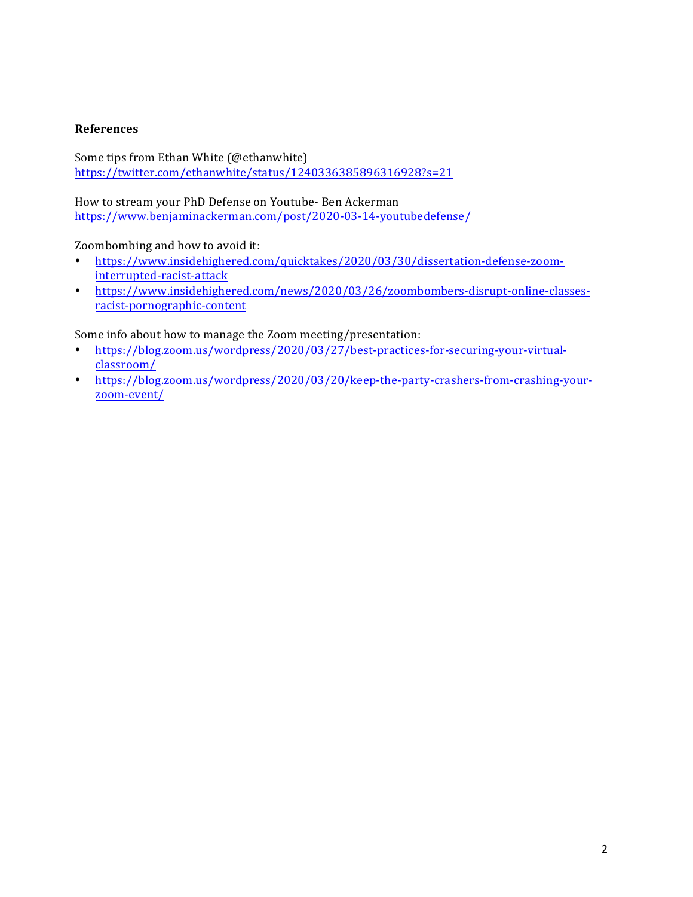**References**

Some tips from Ethan White (@ethanwhite)
https://twitter.com/ethanwhite/status/1240336385896316928?s=21

How to stream your PhD Defense on Youtube- Ben Ackerman
https://www.benjaminackerman.com/post/2020-03-14-youtubedefense/

Zoombombing and how to avoid it:

- https://www.insidehighered.com/quicktakes/2020/03/30/dissertation-defense-zoom-interrupted-racist-attack
- https://www.insidehighered.com/news/2020/03/26/zoombombers-disrupt-online-classes-racist-pornographic-content

Some info about how to manage the Zoom meeting/presentation:

- https://blog.zoom.us/wordpress/2020/03/27/best-practices-for-securing-your-virtual-classroom/
- https://blog.zoom.us/wordpress/2020/03/20/keep-the-party-crashers-from-crashing-your-zoom-event/